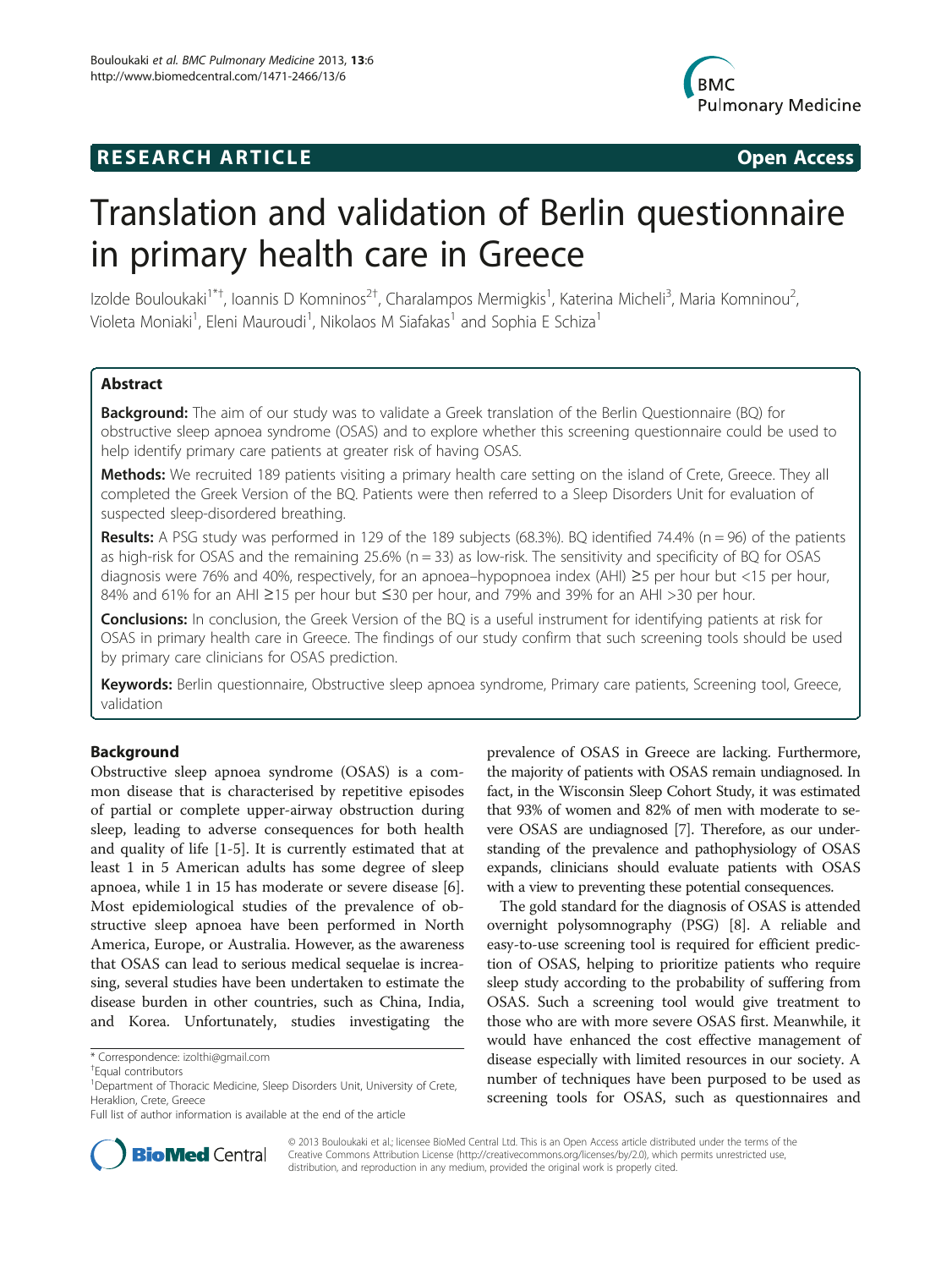**RESEARCH ARTICLE** **Open Access**

# Translation and validation of Berlin questionnaire in primary health care in Greece

Izolde Bouloukaki[1*†], Ioannis D Komninos[2†], Charalampos Mermigkis[1], Katerina Micheli[3], Maria Komninou[2], Violeta Moniaki[1], Eleni Mauroudi[1], Nikolaos M Siafakas[1] and Sophia E Schiza[1]

## Abstract

**Background:** The aim of our study was to validate a Greek translation of the Berlin Questionnaire (BQ) for obstructive sleep apnoea syndrome (OSAS) and to explore whether this screening questionnaire could be used to help identify primary care patients at greater risk of having OSAS.

**Methods:** We recruited 189 patients visiting a primary health care setting on the island of Crete, Greece. They all completed the Greek Version of the BQ. Patients were then referred to a Sleep Disorders Unit for evaluation of suspected sleep-disordered breathing.

**Results:** A PSG study was performed in 129 of the 189 subjects (68.3%). BQ identified 74.4% (n = 96) of the patients as high-risk for OSAS and the remaining 25.6% (n = 33) as low-risk. The sensitivity and specificity of BQ for OSAS diagnosis were 76% and 40%, respectively, for an apnoea–hypopnoea index (AHI) ≥5 per hour but <15 per hour, 84% and 61% for an AHI ≥15 per hour but ≤30 per hour, and 79% and 39% for an AHI >30 per hour.

**Conclusions:** In conclusion, the Greek Version of the BQ is a useful instrument for identifying patients at risk for OSAS in primary health care in Greece. The findings of our study confirm that such screening tools should be used by primary care clinicians for OSAS prediction.

**Keywords:** Berlin questionnaire, Obstructive sleep apnoea syndrome, Primary care patients, Screening tool, Greece, validation

## Background

Obstructive sleep apnoea syndrome (OSAS) is a common disease that is characterised by repetitive episodes of partial or complete upper-airway obstruction during sleep, leading to adverse consequences for both health and quality of life [1-5]. It is currently estimated that at least 1 in 5 American adults has some degree of sleep apnoea, while 1 in 15 has moderate or severe disease [6]. Most epidemiological studies of the prevalence of obstructive sleep apnoea have been performed in North America, Europe, or Australia. However, as the awareness that OSAS can lead to serious medical sequelae is increasing, several studies have been undertaken to estimate the disease burden in other countries, such as China, India, and Korea. Unfortunately, studies investigating the prevalence of OSAS in Greece are lacking. Furthermore, the majority of patients with OSAS remain undiagnosed. In fact, in the Wisconsin Sleep Cohort Study, it was estimated that 93% of women and 82% of men with moderate to severe OSAS are undiagnosed [7]. Therefore, as our understanding of the prevalence and pathophysiology of OSAS expands, clinicians should evaluate patients with OSAS with a view to preventing these potential consequences.

The gold standard for the diagnosis of OSAS is attended overnight polysomnography (PSG) [8]. A reliable and easy-to-use screening tool is required for efficient prediction of OSAS, helping to prioritize patients who require sleep study according to the probability of suffering from OSAS. Such a screening tool would give treatment to those who are with more severe OSAS first. Meanwhile, it would have enhanced the cost effective management of disease especially with limited resources in our society. A number of techniques have been purposed to be used as screening tools for OSAS, such as questionnaires and

* Correspondence: izolthi@gmail.com
†Equal contributors
[1]Department of Thoracic Medicine, Sleep Disorders Unit, University of Crete, Heraklion, Crete, Greece
Full list of author information is available at the end of the article

© 2013 Bouloukaki et al.; licensee BioMed Central Ltd. This is an Open Access article distributed under the terms of the Creative Commons Attribution License (http://creativecommons.org/licenses/by/2.0), which permits unrestricted use, distribution, and reproduction in any medium, provided the original work is properly cited.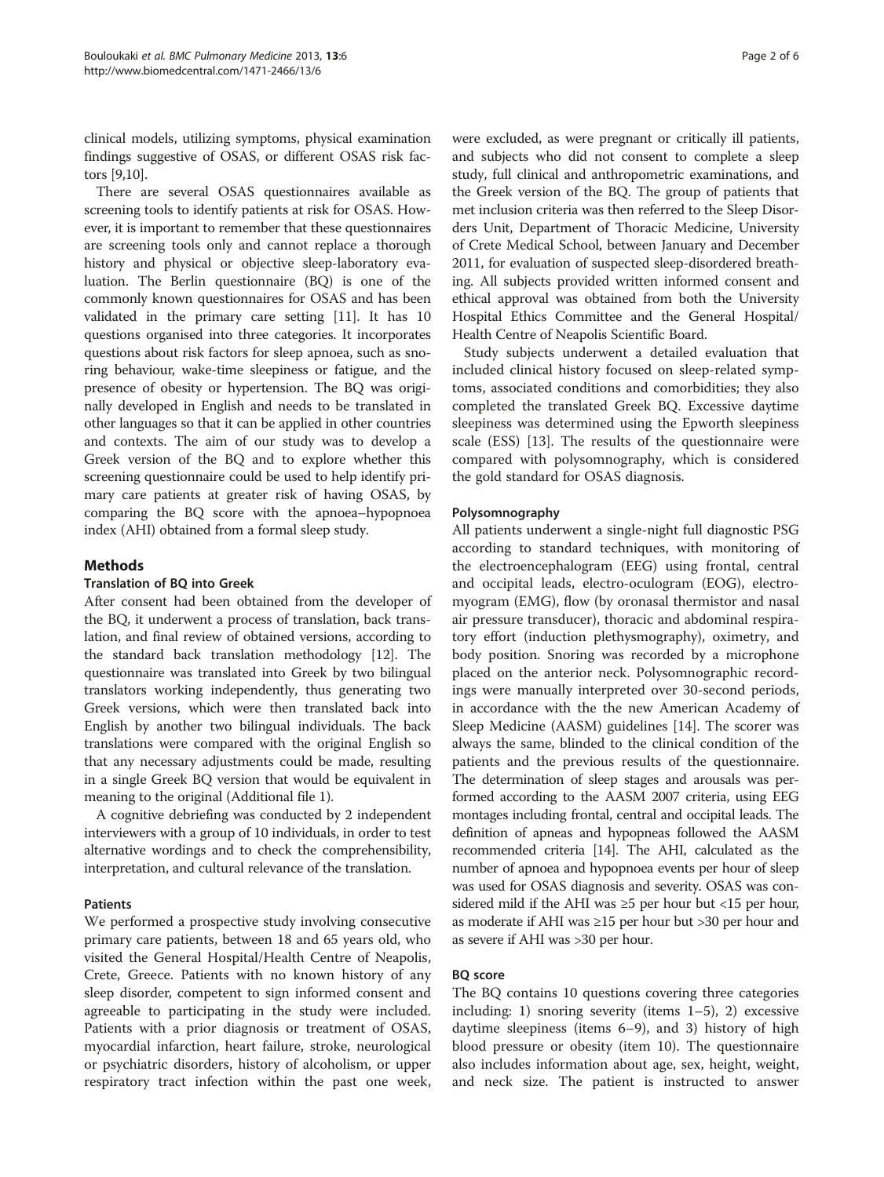clinical models, utilizing symptoms, physical examination findings suggestive of OSAS, or different OSAS risk factors [9,10].

There are several OSAS questionnaires available as screening tools to identify patients at risk for OSAS. However, it is important to remember that these questionnaires are screening tools only and cannot replace a thorough history and physical or objective sleep-laboratory evaluation. The Berlin questionnaire (BQ) is one of the commonly known questionnaires for OSAS and has been validated in the primary care setting [11]. It has 10 questions organised into three categories. It incorporates questions about risk factors for sleep apnoea, such as snoring behaviour, wake-time sleepiness or fatigue, and the presence of obesity or hypertension. The BQ was originally developed in English and needs to be translated in other languages so that it can be applied in other countries and contexts. The aim of our study was to develop a Greek version of the BQ and to explore whether this screening questionnaire could be used to help identify primary care patients at greater risk of having OSAS, by comparing the BQ score with the apnoea–hypopnoea index (AHI) obtained from a formal sleep study.

## Methods

### Translation of BQ into Greek

After consent had been obtained from the developer of the BQ, it underwent a process of translation, back translation, and final review of obtained versions, according to the standard back translation methodology [12]. The questionnaire was translated into Greek by two bilingual translators working independently, thus generating two Greek versions, which were then translated back into English by another two bilingual individuals. The back translations were compared with the original English so that any necessary adjustments could be made, resulting in a single Greek BQ version that would be equivalent in meaning to the original (Additional file 1).

A cognitive debriefing was conducted by 2 independent interviewers with a group of 10 individuals, in order to test alternative wordings and to check the comprehensibility, interpretation, and cultural relevance of the translation.

### Patients

We performed a prospective study involving consecutive primary care patients, between 18 and 65 years old, who visited the General Hospital/Health Centre of Neapolis, Crete, Greece. Patients with no known history of any sleep disorder, competent to sign informed consent and agreeable to participating in the study were included. Patients with a prior diagnosis or treatment of OSAS, myocardial infarction, heart failure, stroke, neurological or psychiatric disorders, history of alcoholism, or upper respiratory tract infection within the past one week, were excluded, as were pregnant or critically ill patients, and subjects who did not consent to complete a sleep study, full clinical and anthropometric examinations, and the Greek version of the BQ. The group of patients that met inclusion criteria was then referred to the Sleep Disorders Unit, Department of Thoracic Medicine, University of Crete Medical School, between January and December 2011, for evaluation of suspected sleep-disordered breathing. All subjects provided written informed consent and ethical approval was obtained from both the University Hospital Ethics Committee and the General Hospital/Health Centre of Neapolis Scientific Board.

Study subjects underwent a detailed evaluation that included clinical history focused on sleep-related symptoms, associated conditions and comorbidities; they also completed the translated Greek BQ. Excessive daytime sleepiness was determined using the Epworth sleepiness scale (ESS) [13]. The results of the questionnaire were compared with polysomnography, which is considered the gold standard for OSAS diagnosis.

### Polysomnography

All patients underwent a single-night full diagnostic PSG according to standard techniques, with monitoring of the electroencephalogram (EEG) using frontal, central and occipital leads, electro-oculogram (EOG), electromyogram (EMG), flow (by oronasal thermistor and nasal air pressure transducer), thoracic and abdominal respiratory effort (induction plethysmography), oximetry, and body position. Snoring was recorded by a microphone placed on the anterior neck. Polysomnographic recordings were manually interpreted over 30-second periods, in accordance with the the new American Academy of Sleep Medicine (AASM) guidelines [14]. The scorer was always the same, blinded to the clinical condition of the patients and the previous results of the questionnaire. The determination of sleep stages and arousals was performed according to the AASM 2007 criteria, using EEG montages including frontal, central and occipital leads. The definition of apneas and hypopneas followed the AASM recommended criteria [14]. The AHI, calculated as the number of apnoea and hypopnoea events per hour of sleep was used for OSAS diagnosis and severity. OSAS was considered mild if the AHI was ≥5 per hour but <15 per hour, as moderate if AHI was ≥15 per hour but >30 per hour and as severe if AHI was >30 per hour.

### BQ score

The BQ contains 10 questions covering three categories including: 1) snoring severity (items 1–5), 2) excessive daytime sleepiness (items 6–9), and 3) history of high blood pressure or obesity (item 10). The questionnaire also includes information about age, sex, height, weight, and neck size. The patient is instructed to answer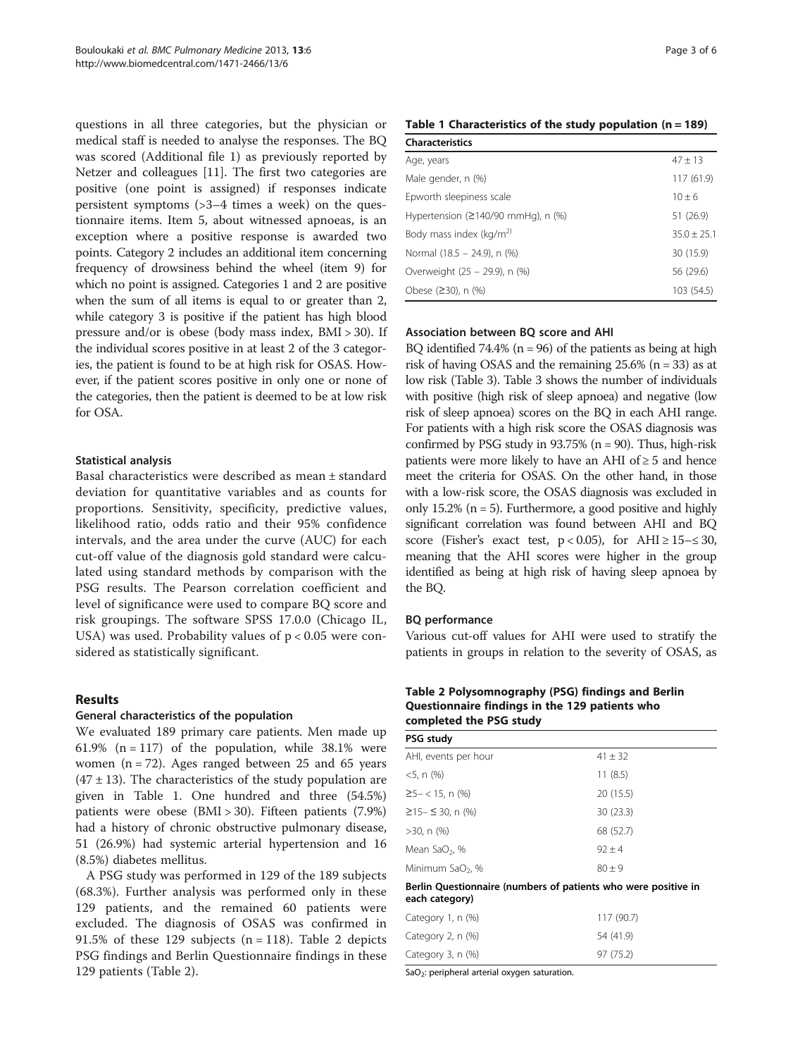questions in all three categories, but the physician or medical staff is needed to analyse the responses. The BQ was scored (Additional file 1) as previously reported by Netzer and colleagues [11]. The first two categories are positive (one point is assigned) if responses indicate persistent symptoms (>3–4 times a week) on the questionnaire items. Item 5, about witnessed apnoeas, is an exception where a positive response is awarded two points. Category 2 includes an additional item concerning frequency of drowsiness behind the wheel (item 9) for which no point is assigned. Categories 1 and 2 are positive when the sum of all items is equal to or greater than 2, while category 3 is positive if the patient has high blood pressure and/or is obese (body mass index, BMI > 30). If the individual scores positive in at least 2 of the 3 categories, the patient is found to be at high risk for OSAS. However, if the patient scores positive in only one or none of the categories, then the patient is deemed to be at low risk for OSA.

### Statistical analysis

Basal characteristics were described as mean ± standard deviation for quantitative variables and as counts for proportions. Sensitivity, specificity, predictive values, likelihood ratio, odds ratio and their 95% confidence intervals, and the area under the curve (AUC) for each cut-off value of the diagnosis gold standard were calculated using standard methods by comparison with the PSG results. The Pearson correlation coefficient and level of significance were used to compare BQ score and risk groupings. The software SPSS 17.0.0 (Chicago IL, USA) was used. Probability values of $p < 0.05$ were considered as statistically significant.

## Results

### General characteristics of the population

We evaluated 189 primary care patients. Men made up 61.9% (n = 117) of the population, while 38.1% were women (n = 72). Ages ranged between 25 and 65 years (47 ± 13). The characteristics of the study population are given in Table 1. One hundred and three (54.5%) patients were obese (BMI > 30). Fifteen patients (7.9%) had a history of chronic obstructive pulmonary disease, 51 (26.9%) had systemic arterial hypertension and 16 (8.5%) diabetes mellitus.

A PSG study was performed in 129 of the 189 subjects (68.3%). Further analysis was performed only in these 129 patients, and the remained 60 patients were excluded. The diagnosis of OSAS was confirmed in 91.5% of these 129 subjects (n = 118). Table 2 depicts PSG findings and Berlin Questionnaire findings in these 129 patients (Table 2).

**Table 1 Characteristics of the study population (n = 189)**

| Characteristics | |
|---|---|
| Age, years | 47 ± 13 |
| Male gender, n (%) | 117 (61.9) |
| Epworth sleepiness scale | 10 ± 6 |
| Hypertension (≥140/90 mmHg), n (%) | 51 (26.9) |
| Body mass index (kg/m$^2$) | 35.0 ± 25.1 |
| Normal (18.5 – 24.9), n (%) | 30 (15.9) |
| Overweight (25 – 29.9), n (%) | 56 (29.6) |
| Obese (≥30), n (%) | 103 (54.5) |

### Association between BQ score and AHI

BQ identified 74.4% (n = 96) of the patients as being at high risk of having OSAS and the remaining 25.6% (n = 33) as at low risk (Table 3). Table 3 shows the number of individuals with positive (high risk of sleep apnoea) and negative (low risk of sleep apnoea) scores on the BQ in each AHI range. For patients with a high risk score the OSAS diagnosis was confirmed by PSG study in 93.75% (n = 90). Thus, high-risk patients were more likely to have an AHI of ≥ 5 and hence meet the criteria for OSAS. On the other hand, in those with a low-risk score, the OSAS diagnosis was excluded in only 15.2% (n = 5). Furthermore, a good positive and highly significant correlation was found between AHI and BQ score (Fisher's exact test, $p < 0.05$), for AHI ≥ 15–≤ 30, meaning that the AHI scores were higher in the group identified as being at high risk of having sleep apnoea by the BQ.

### BQ performance

Various cut-off values for AHI were used to stratify the patients in groups in relation to the severity of OSAS, as

**Table 2 Polysomnography (PSG) findings and Berlin Questionnaire findings in the 129 patients who completed the PSG study**

| PSG study | |
|---|---|
| AHI, events per hour | 41 ± 32 |
| <5, n (%) | 11 (8.5) |
| ≥5– < 15, n (%) | 20 (15.5) |
| ≥15– ≤ 30, n (%) | 30 (23.3) |
| >30, n (%) | 68 (52.7) |
| Mean $SaO_2$, % | 92 ± 4 |
| Minimum $SaO_2$, % | 80 ± 9 |
| **Berlin Questionnaire (numbers of patients who were positive in each category)** | |
| Category 1, n (%) | 117 (90.7) |
| Category 2, n (%) | 54 (41.9) |
| Category 3, n (%) | 97 (75.2) |

$SaO_2$: peripheral arterial oxygen saturation.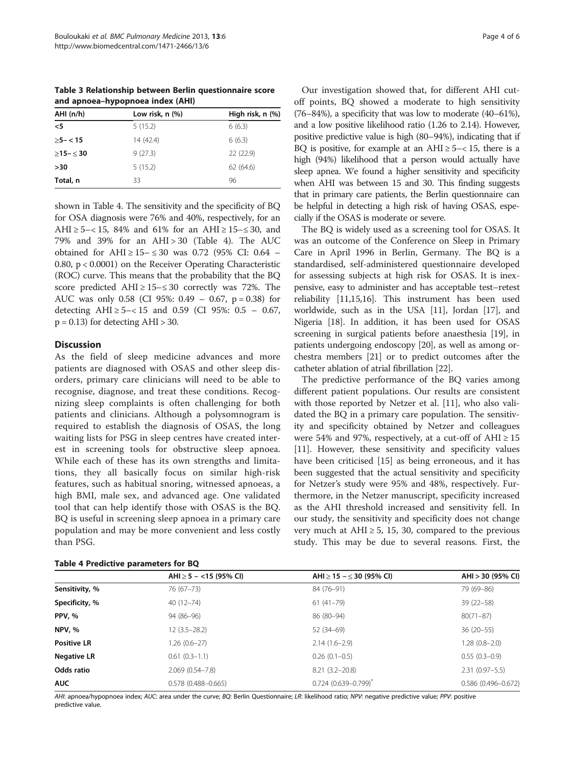**Table 3 Relationship between Berlin questionnaire score and apnoea–hypopnoea index (AHI)**

| AHI (n/h) | Low risk, n (%) | High risk, n (%) |
|---|---|---|
| <5 | 5 (15.2) | 6 (6.3) |
| ≥5– < 15 | 14 (42.4) | 6 (6.3) |
| ≥15– ≤ 30 | 9 (27.3) | 22 (22.9) |
| >30 | 5 (15.2) | 62 (64.6) |
| Total, n | 33 | 96 |

shown in Table 4. The sensitivity and the specificity of BQ for OSA diagnosis were 76% and 40%, respectively, for an AHI ≥ 5–< 15, 84% and 61% for an AHI ≥ 15–≤ 30, and 79% and 39% for an AHI > 30 (Table 4). The AUC obtained for AHI ≥ 15– ≤ 30 was 0.72 (95% CI: 0.64 – 0.80, p < 0.0001) on the Receiver Operating Characteristic (ROC) curve. This means that the probability that the BQ score predicted AHI ≥ 15–≤ 30 correctly was 72%. The AUC was only 0.58 (CI 95%: 0.49 – 0.67, p = 0.38) for detecting AHI ≥ 5–< 15 and 0.59 (CI 95%: 0.5 – 0.67, p = 0.13) for detecting AHI > 30.

## Discussion

As the field of sleep medicine advances and more patients are diagnosed with OSAS and other sleep disorders, primary care clinicians will need to be able to recognise, diagnose, and treat these conditions. Recognizing sleep complaints is often challenging for both patients and clinicians. Although a polysomnogram is required to establish the diagnosis of OSAS, the long waiting lists for PSG in sleep centres have created interest in screening tools for obstructive sleep apnoea. While each of these has its own strengths and limitations, they all basically focus on similar high-risk features, such as habitual snoring, witnessed apnoeas, a high BMI, male sex, and advanced age. One validated tool that can help identify those with OSAS is the BQ. BQ is useful in screening sleep apnoea in a primary care population and may be more convenient and less costly than PSG.

Our investigation showed that, for different AHI cut-off points, BQ showed a moderate to high sensitivity (76–84%), a specificity that was low to moderate (40–61%), and a low positive likelihood ratio (1.26 to 2.14). However, positive predictive value is high (80–94%), indicating that if BQ is positive, for example at an AHI ≥ 5–< 15, there is a high (94%) likelihood that a person would actually have sleep apnea. We found a higher sensitivity and specificity when AHI was between 15 and 30. This finding suggests that in primary care patients, the Berlin questionnaire can be helpful in detecting a high risk of having OSAS, especially if the OSAS is moderate or severe.

The BQ is widely used as a screening tool for OSAS. It was an outcome of the Conference on Sleep in Primary Care in April 1996 in Berlin, Germany. The BQ is a standardised, self-administered questionnaire developed for assessing subjects at high risk for OSAS. It is inexpensive, easy to administer and has acceptable test–retest reliability [11,15,16]. This instrument has been used worldwide, such as in the USA [11], Jordan [17], and Nigeria [18]. In addition, it has been used for OSAS screening in surgical patients before anaesthesia [19], in patients undergoing endoscopy [20], as well as among orchestra members [21] or to predict outcomes after the catheter ablation of atrial fibrillation [22].

The predictive performance of the BQ varies among different patient populations. Our results are consistent with those reported by Netzer et al. [11], who also validated the BQ in a primary care population. The sensitivity and specificity obtained by Netzer and colleagues were 54% and 97%, respectively, at a cut-off of AHI ≥ 15 [11]. However, these sensitivity and specificity values have been criticised [15] as being erroneous, and it has been suggested that the actual sensitivity and specificity for Netzer's study were 95% and 48%, respectively. Furthermore, in the Netzer manuscript, specificity increased as the AHI threshold increased and sensitivity fell. In our study, the sensitivity and specificity does not change very much at AHI ≥ 5, 15, 30, compared to the previous study. This may be due to several reasons. First, the

**Table 4 Predictive parameters for BQ**

| | AHI ≥ 5 – <15 (95% CI) | AHI ≥ 15 – ≤ 30 (95% CI) | AHI > 30 (95% CI) |
|---|---|---|---|
| Sensitivity, % | 76 (67–73) | 84 (76–91) | 79 (69–86) |
| Specificity, % | 40 (12–74) | 61 (41–79) | 39 (22–58) |
| PPV, % | 94 (86–96) | 86 (80–94) | 80(71–87) |
| NPV, % | 12 (3.5–28.2) | 52 (34–69) | 36 (20–55) |
| Positive LR | 1.26 (0.6–27) | 2.14 (1.6–2.9) | 1.28 (0.8–2.0) |
| Negative LR | 0.61 (0.3–1.1) | 0.26 (0.1–0.5) | 0.55 (0.3–0.9) |
| Odds ratio | 2.069 (0.54–7.8) | 8.21 (3.2–20.8) | 2.31 (0.97–5.5) |
| AUC | 0.578 (0.488–0.665) | 0.724 (0.639–0.799)* | 0.586 (0.496–0.672) |

*AHI*: apnoea/hypopnoea index; *AUC*: area under the curve; *BQ*: Berlin Questionnaire; *LR*: likelihood ratio; *NPV*: negative predictive value; *PPV*: positive predictive value.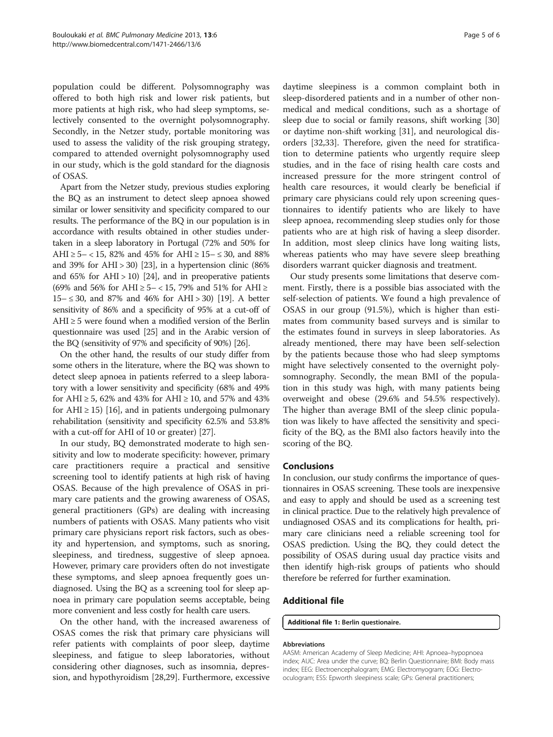population could be different. Polysomnography was offered to both high risk and lower risk patients, but more patients at high risk, who had sleep symptoms, selectively consented to the overnight polysomnography. Secondly, in the Netzer study, portable monitoring was used to assess the validity of the risk grouping strategy, compared to attended overnight polysomnography used in our study, which is the gold standard for the diagnosis of OSAS.

Apart from the Netzer study, previous studies exploring the BQ as an instrument to detect sleep apnoea showed similar or lower sensitivity and specificity compared to our results. The performance of the BQ in our population is in accordance with results obtained in other studies undertaken in a sleep laboratory in Portugal (72% and 50% for AHI ≥ 5– < 15, 82% and 45% for AHI ≥ 15– ≤ 30, and 88% and 39% for AHI > 30) [23], in a hypertension clinic (86% and 65% for AHI > 10) [24], and in preoperative patients (69% and 56% for AHI ≥ 5– < 15, 79% and 51% for AHI ≥ 15– ≤ 30, and 87% and 46% for AHI > 30) [19]. A better sensitivity of 86% and a specificity of 95% at a cut-off of AHI ≥ 5 were found when a modified version of the Berlin questionnaire was used [25] and in the Arabic version of the BQ (sensitivity of 97% and specificity of 90%) [26].

On the other hand, the results of our study differ from some others in the literature, where the BQ was shown to detect sleep apnoea in patients referred to a sleep laboratory with a lower sensitivity and specificity (68% and 49% for AHI ≥ 5, 62% and 43% for AHI ≥ 10, and 57% and 43% for AHI ≥ 15) [16], and in patients undergoing pulmonary rehabilitation (sensitivity and specificity 62.5% and 53.8% with a cut-off for AHI of 10 or greater) [27].

In our study, BQ demonstrated moderate to high sensitivity and low to moderate specificity: however, primary care practitioners require a practical and sensitive screening tool to identify patients at high risk of having OSAS. Because of the high prevalence of OSAS in primary care patients and the growing awareness of OSAS, general practitioners (GPs) are dealing with increasing numbers of patients with OSAS. Many patients who visit primary care physicians report risk factors, such as obesity and hypertension, and symptoms, such as snoring, sleepiness, and tiredness, suggestive of sleep apnoea. However, primary care providers often do not investigate these symptoms, and sleep apnoea frequently goes undiagnosed. Using the BQ as a screening tool for sleep apnoea in primary care population seems acceptable, being more convenient and less costly for health care users.

On the other hand, with the increased awareness of OSAS comes the risk that primary care physicians will refer patients with complaints of poor sleep, daytime sleepiness, and fatigue to sleep laboratories, without considering other diagnoses, such as insomnia, depression, and hypothyroidism [28,29]. Furthermore, excessive daytime sleepiness is a common complaint both in sleep-disordered patients and in a number of other non-medical and medical conditions, such as a shortage of sleep due to social or family reasons, shift working [30] or daytime non-shift working [31], and neurological disorders [32,33]. Therefore, given the need for stratification to determine patients who urgently require sleep studies, and in the face of rising health care costs and increased pressure for the more stringent control of health care resources, it would clearly be beneficial if primary care physicians could rely upon screening questionnaires to identify patients who are likely to have sleep apnoea, recommending sleep studies only for those patients who are at high risk of having a sleep disorder. In addition, most sleep clinics have long waiting lists, whereas patients who may have severe sleep breathing disorders warrant quicker diagnosis and treatment.

Our study presents some limitations that deserve comment. Firstly, there is a possible bias associated with the self-selection of patients. We found a high prevalence of OSAS in our group (91.5%), which is higher than estimates from community based surveys and is similar to the estimates found in surveys in sleep laboratories. As already mentioned, there may have been self-selection by the patients because those who had sleep symptoms might have selectively consented to the overnight polysomnography. Secondly, the mean BMI of the population in this study was high, with many patients being overweight and obese (29.6% and 54.5% respectively). The higher than average BMI of the sleep clinic population was likely to have affected the sensitivity and specificity of the BQ, as the BMI also factors heavily into the scoring of the BQ.

## Conclusions

In conclusion, our study confirms the importance of questionnaires in OSAS screening. These tools are inexpensive and easy to apply and should be used as a screening test in clinical practice. Due to the relatively high prevalence of undiagnosed OSAS and its complications for health, primary care clinicians need a reliable screening tool for OSAS prediction. Using the BQ, they could detect the possibility of OSAS during usual day practice visits and then identify high-risk groups of patients who should therefore be referred for further examination.

## Additional file

**Additional file 1: Berlin questionaire.**

#### Abbreviations

AASM: American Academy of Sleep Medicine; AHI: Apnoea–hypopnoea index; AUC: Area under the curve; BQ: Berlin Questionnaire; BMI: Body mass index; EEG: Electroencephalogram; EMG: Electromyogram; EOG: Electro-oculogram; ESS: Epworth sleepiness scale; GPs: General practitioners;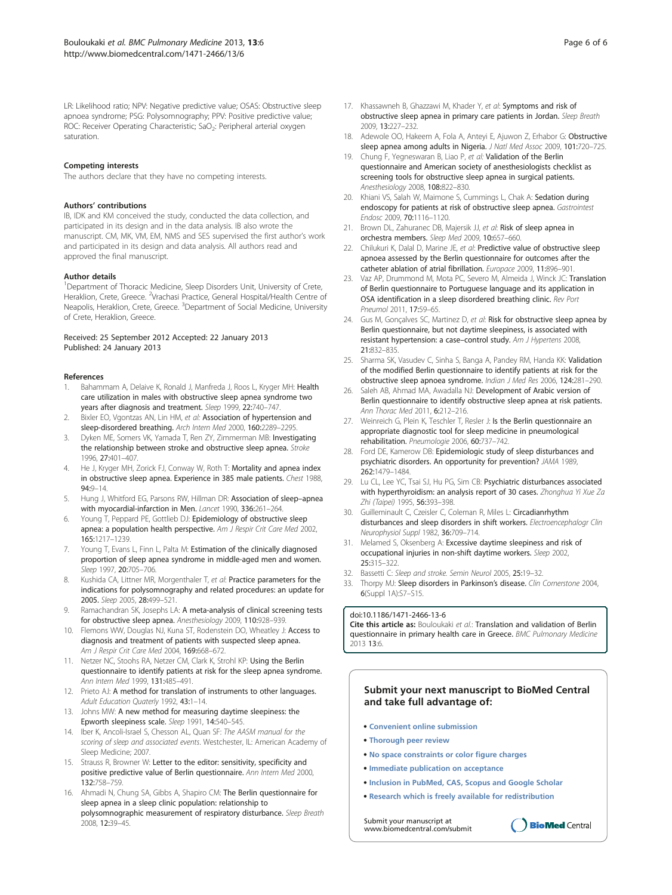LR: Likelihood ratio; NPV: Negative predictive value; OSAS: Obstructive sleep apnoea syndrome; PSG: Polysomnography; PPV: Positive predictive value; ROC: Receiver Operating Characteristic; $SaO_2$: Peripheral arterial oxygen saturation.

#### Competing interests

The authors declare that they have no competing interests.

#### Authors' contributions

IB, IDK and KM conceived the study, conducted the data collection, and participated in its design and in the data analysis. IB also wrote the manuscript. CM, MK, VM, EM, NMS and SES supervised the first author's work and participated in its design and data analysis. All authors read and approved the final manuscript.

#### Author details

[1]Department of Thoracic Medicine, Sleep Disorders Unit, University of Crete, Heraklion, Crete, Greece. [2]Vrachasi Practice, General Hospital/Health Centre of Neapolis, Heraklion, Crete, Greece. [3]Department of Social Medicine, University of Crete, Heraklion, Greece.

Received: 25 September 2012 Accepted: 22 January 2013
Published: 24 January 2013

#### References

1. Bahammam A, Delaive K, Ronald J, Manfreda J, Roos L, Kryger MH: **Health care utilization in males with obstructive sleep apnea syndrome two years after diagnosis and treatment.** *Sleep* 1999, **22:**740–747.
2. Bixler EO, Vgontzas AN, Lin HM, *et al*: **Association of hypertension and sleep-disordered breathing.** *Arch Intern Med* 2000, **160:**2289–2295.
3. Dyken ME, Somers VK, Yamada T, Ren ZY, Zimmerman MB: **Investigating the relationship between stroke and obstructive sleep apnea.** *Stroke* 1996, **27:**401–407.
4. He J, Kryger MH, Zorick FJ, Conway W, Roth T: **Mortality and apnea index in obstructive sleep apnea. Experience in 385 male patients.** *Chest* 1988, **94:**9–14.
5. Hung J, Whitford EG, Parsons RW, Hillman DR: **Association of sleep–apnea with myocardial-infarction in Men.** *Lancet* 1990, **336:**261–264.
6. Young T, Peppard PE, Gottlieb DJ: **Epidemiology of obstructive sleep apnea: a population health perspective.** *Am J Respir Crit Care Med* 2002, **165:**1217–1239.
7. Young T, Evans L, Finn L, Palta M: **Estimation of the clinically diagnosed proportion of sleep apnea syndrome in middle-aged men and women.** *Sleep* 1997, **20:**705–706.
8. Kushida CA, Littner MR, Morgenthaler T, *et al*: **Practice parameters for the indications for polysomnography and related procedures: an update for 2005.** *Sleep* 2005, **28:**499–521.
9. Ramachandran SK, Josephs LA: **A meta-analysis of clinical screening tests for obstructive sleep apnea.** *Anesthesiology* 2009, **110:**928–939.
10. Flemons WW, Douglas NJ, Kuna ST, Rodenstein DO, Wheatley J: **Access to diagnosis and treatment of patients with suspected sleep apnea.** *Am J Respir Crit Care Med* 2004, **169:**668–672.
11. Netzer NC, Stoohs RA, Netzer CM, Clark K, Strohl KP: **Using the Berlin questionnaire to identify patients at risk for the sleep apnea syndrome.** *Ann Intern Med* 1999, **131:**485–491.
12. Prieto AJ: **A method for translation of instruments to other languages.** *Adult Education Quaterly* 1992, **43:**1–14.
13. Johns MW: **A new method for measuring daytime sleepiness: the Epworth sleepiness scale.** *Sleep* 1991, **14:**540–545.
14. Iber K, Ancoli-Israel S, Chesson AL, Quan SF: *The AASM manual for the scoring of sleep and associated events*. Westchester, IL: American Academy of Sleep Medicine; 2007.
15. Strauss R, Browner W: **Letter to the editor: sensitivity, specificity and positive predictive value of Berlin questionnaire.** *Ann Intern Med* 2000, **132:**758–759.
16. Ahmadi N, Chung SA, Gibbs A, Shapiro CM: **The Berlin questionnaire for sleep apnea in a sleep clinic population: relationship to polysomnographic measurement of respiratory disturbance.** *Sleep Breath* 2008, **12:**39–45.
17. Khassawneh B, Ghazzawi M, Khader Y, *et al*: **Symptoms and risk of obstructive sleep apnea in primary care patients in Jordan.** *Sleep Breath* 2009, **13:**227–232.
18. Adewole OO, Hakeem A, Fola A, Anteyi E, Ajuwon Z, Erhabor G: **Obstructive sleep apnea among adults in Nigeria.** *J Natl Med Assoc* 2009, **101:**720–725.
19. Chung F, Yegneswaran B, Liao P, *et al*: **Validation of the Berlin questionnaire and American society of anesthesiologists checklist as screening tools for obstructive sleep apnea in surgical patients.** *Anesthesiology* 2008, **108:**822–830.
20. Khiani VS, Salah W, Maimone S, Cummings L, Chak A: **Sedation during endoscopy for patients at risk of obstructive sleep apnea.** *Gastrointest Endosc* 2009, **70:**1116–1120.
21. Brown DL, Zahuranec DB, Majersik JJ, *et al*: **Risk of sleep apnea in orchestra members.** *Sleep Med* 2009, **10:**657–660.
22. Chilukuri K, Dalal D, Marine JE, *et al*: **Predictive value of obstructive sleep apnoea assessed by the Berlin questionnaire for outcomes after the catheter ablation of atrial fibrillation.** *Europace* 2009, **11:**896–901.
23. Vaz AP, Drummond M, Mota PC, Severo M, Almeida J, Winck JC: **Translation of Berlin questionnaire to Portuguese language and its application in OSA identification in a sleep disordered breathing clinic.** *Rev Port Pneumol* 2011, **17:**59–65.
24. Gus M, Gonçalves SC, Martinez D, *et al*: **Risk for obstructive sleep apnea by Berlin questionnaire, but not daytime sleepiness, is associated with resistant hypertension: a case–control study.** *Am J Hypertens* 2008, **21:**832–835.
25. Sharma SK, Vasudev C, Sinha S, Banga A, Pandey RM, Handa KK: **Validation of the modified Berlin questionnaire to identify patients at risk for the obstructive sleep apnoea syndrome.** *Indian J Med Res* 2006, **124:**281–290.
26. Saleh AB, Ahmad MA, Awadalla NJ: **Development of Arabic version of Berlin questionnaire to identify obstructive sleep apnea at risk patients.** *Ann Thorac Med* 2011, **6:**212–216.
27. Weinreich G, Plein K, Teschler T, Resler J: **Is the Berlin questionnaire an appropriate diagnostic tool for sleep medicine in pneumological rehabilitation.** *Pneumologie* 2006, **60:**737–742.
28. Ford DE, Kamerow DB: **Epidemiologic study of sleep disturbances and psychiatric disorders. An opportunity for prevention?** *JAMA* 1989, **262:**1479–1484.
29. Lu CL, Lee YC, Tsai SJ, Hu PG, Sim CB: **Psychiatric disturbances associated with hyperthyroidism: an analysis report of 30 cases.** *Zhonghua Yi Xue Za Zhi (Taipei)* 1995, **56:**393–398.
30. Guilleminault C, Czeisler C, Coleman R, Miles L: **Circadianrhythm disturbances and sleep disorders in shift workers.** *Electroencephalogr Clin Neurophysiol Suppl* 1982, **36:**709–714.
31. Melamed S, Oksenberg A: **Excessive daytime sleepiness and risk of occupational injuries in non-shift daytime workers.** *Sleep* 2002, **25:**315–322.
32. Bassetti C: *Sleep and stroke. Semin Neurol* 2005, **25:**19–32.
33. Thorpy MJ: **Sleep disorders in Parkinson's disease.** *Clin Cornerstone* 2004, **6**(Suppl 1A):S7–S15.

doi:10.1186/1471-2466-13-6
**Cite this article as:** Bouloukaki *et al.*: Translation and validation of Berlin questionnaire in primary health care in Greece. *BMC Pulmonary Medicine* 2013 **13**:6.